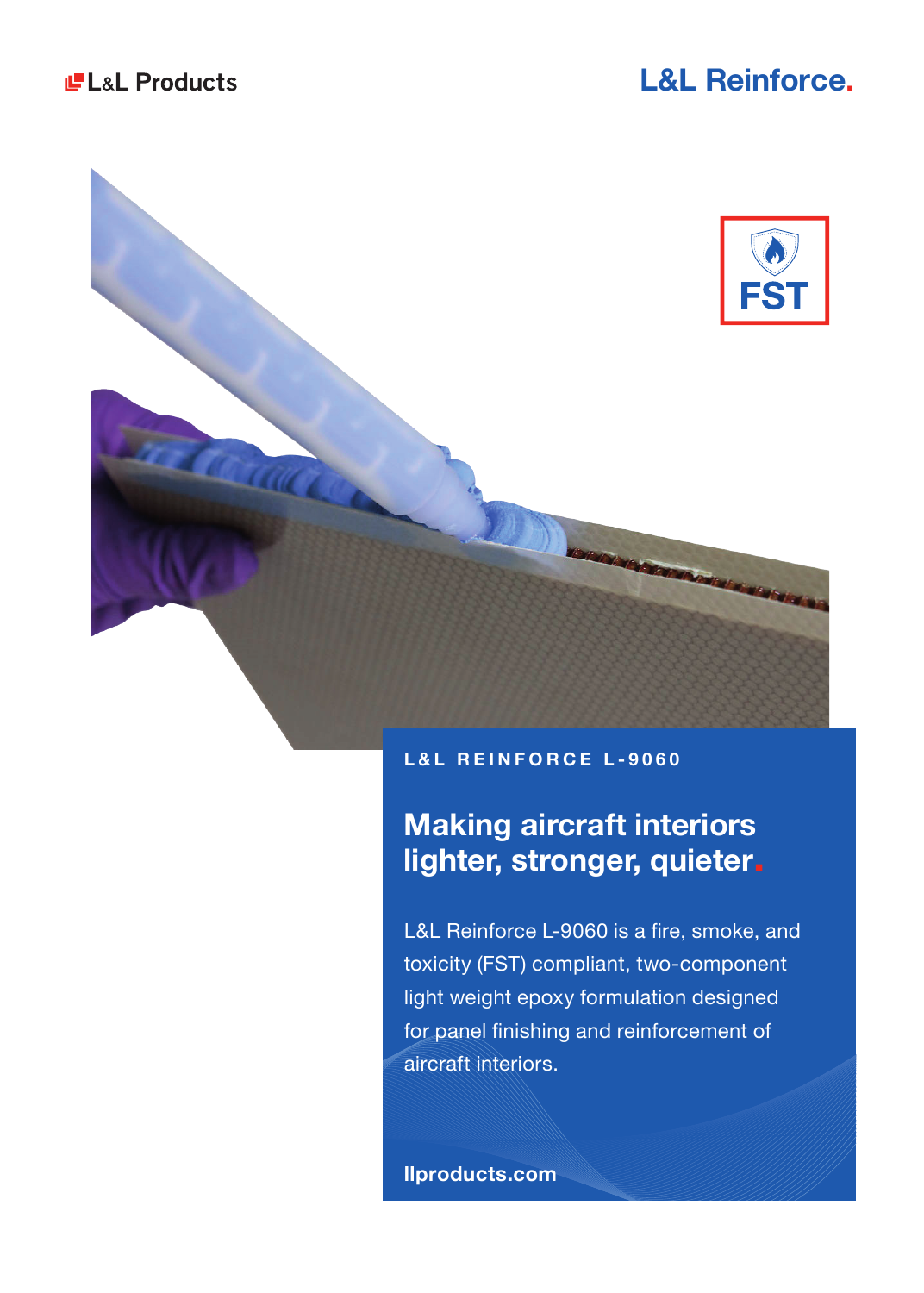L&L Products

L&L Reinforce.

FST

L&L REINFORCE L-9060

# Making aircraft interiors lighter, stronger, quieter.

L&L Reinforce L-9060 is a fire, smoke, and toxicity (FST) compliant, two-component light weight epoxy formulation designed for panel finishing and reinforcement of aircraft interiors.

**llproducts.com**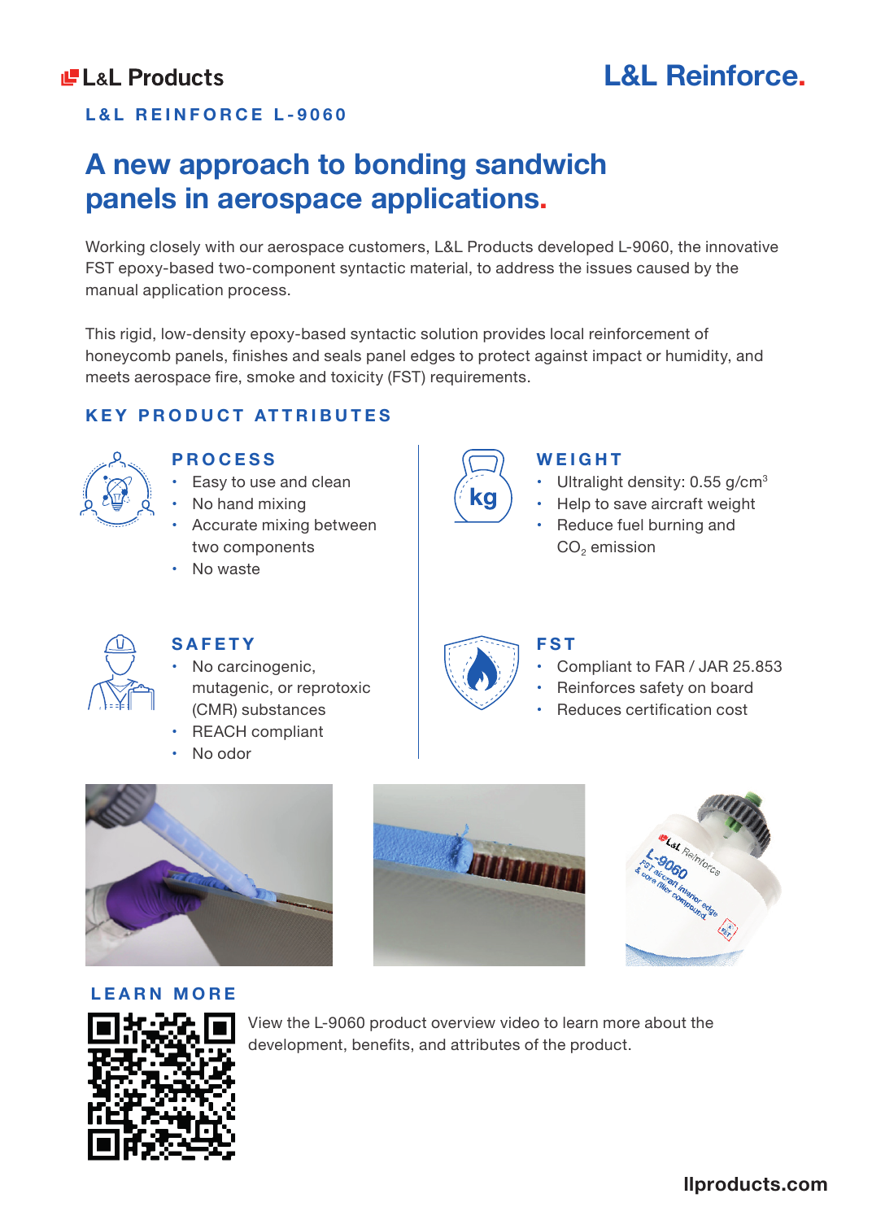L&L Products

L&L Reinforce.

L&L REINFORCE L-9060

# A new approach to bonding sandwich panels in aerospace applications.

Working closely with our aerospace customers, L&L Products developed L-9060, the innovative FST epoxy-based two-component syntactic material, to address the issues caused by the manual application process.

This rigid, low-density epoxy-based syntactic solution provides local reinforcement of honeycomb panels, finishes and seals panel edges to protect against impact or humidity, and meets aerospace fire, smoke and toxicity (FST) requirements.

## KEY PRODUCT ATTRIBUTES

### PROCESS

- Easy to use and clean
- No hand mixing
- Accurate mixing between two components
- No waste

### WEIGHT

- Ultralight density: 0.55 g/cm$^3$
- Help to save aircraft weight
- Reduce fuel burning and $CO_2$ emission

### SAFETY

- No carcinogenic, mutagenic, or reprotoxic (CMR) substances
- REACH compliant
- No odor

### FST

- Compliant to FAR / JAR 25.853
- Reinforces safety on board
- Reduces certification cost

## LEARN MORE

View the L-9060 product overview video to learn more about the development, benefits, and attributes of the product.

llproducts.com